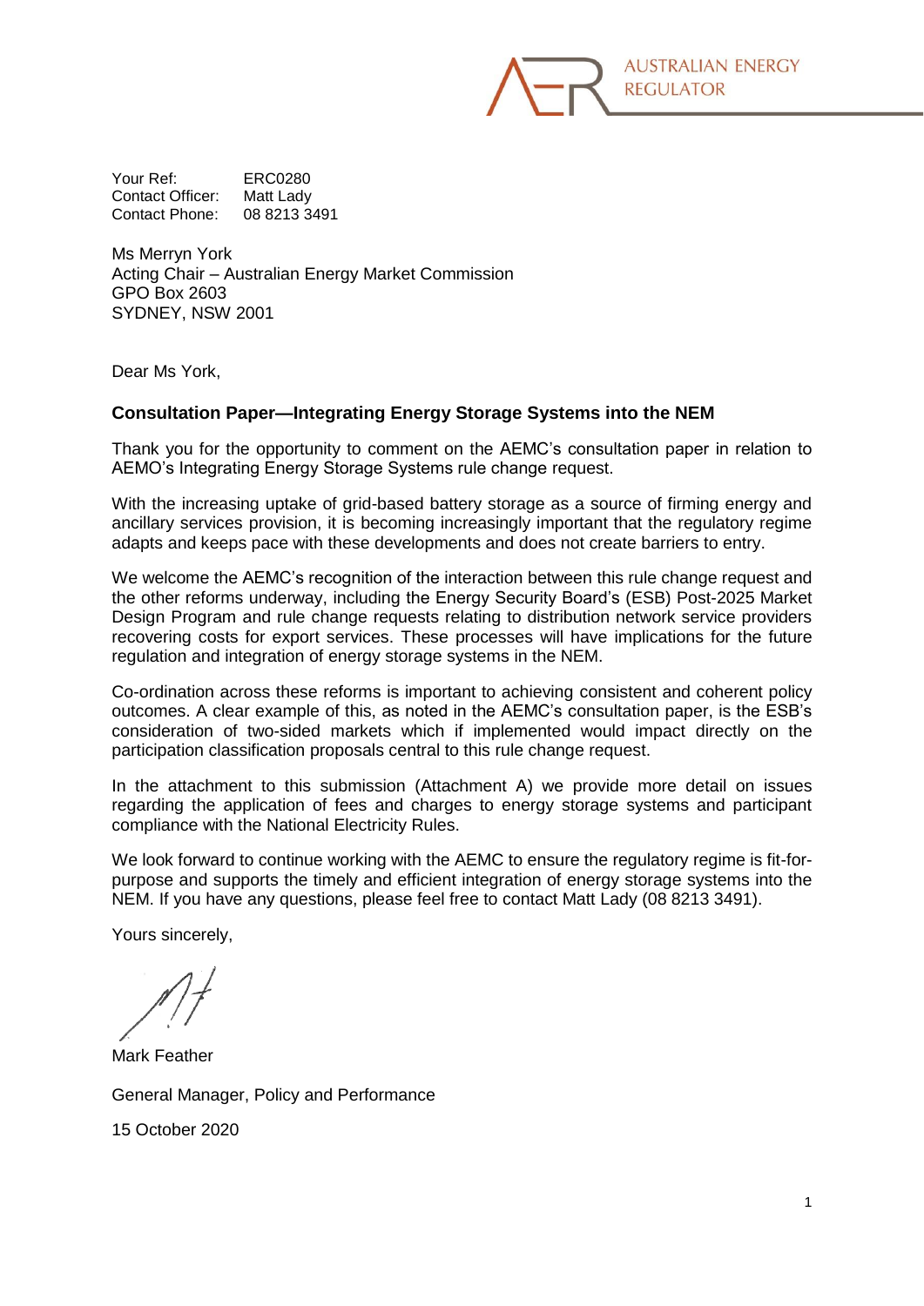AUSTRALIAN ENERGY REGULATOR

Your Ref: ERC0280
Contact Officer: Matt Lady
Contact Phone: 08 8213 3491

Ms Merryn York
Acting Chair – Australian Energy Market Commission
GPO Box 2603
SYDNEY, NSW 2001

Dear Ms York,

**Consultation Paper—Integrating Energy Storage Systems into the NEM**

Thank you for the opportunity to comment on the AEMC's consultation paper in relation to AEMO's Integrating Energy Storage Systems rule change request.

With the increasing uptake of grid-based battery storage as a source of firming energy and ancillary services provision, it is becoming increasingly important that the regulatory regime adapts and keeps pace with these developments and does not create barriers to entry.

We welcome the AEMC's recognition of the interaction between this rule change request and the other reforms underway, including the Energy Security Board's (ESB) Post-2025 Market Design Program and rule change requests relating to distribution network service providers recovering costs for export services. These processes will have implications for the future regulation and integration of energy storage systems in the NEM.

Co-ordination across these reforms is important to achieving consistent and coherent policy outcomes. A clear example of this, as noted in the AEMC's consultation paper, is the ESB's consideration of two-sided markets which if implemented would impact directly on the participation classification proposals central to this rule change request.

In the attachment to this submission (Attachment A) we provide more detail on issues regarding the application of fees and charges to energy storage systems and participant compliance with the National Electricity Rules.

We look forward to continue working with the AEMC to ensure the regulatory regime is fit-for-purpose and supports the timely and efficient integration of energy storage systems into the NEM. If you have any questions, please feel free to contact Matt Lady (08 8213 3491).

Yours sincerely,

Mark Feather

General Manager, Policy and Performance

15 October 2020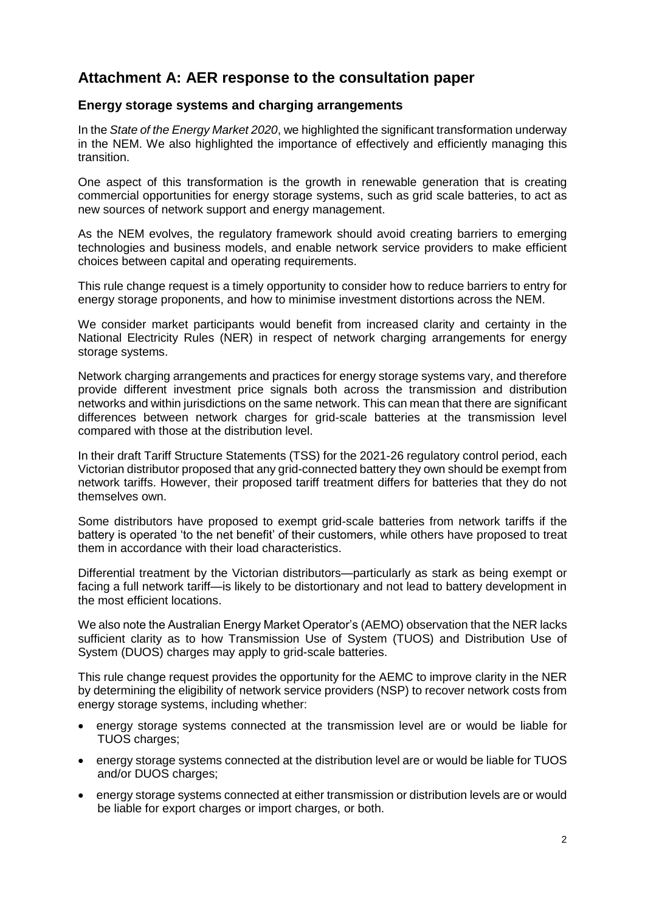# Attachment A: AER response to the consultation paper

## Energy storage systems and charging arrangements

In the *State of the Energy Market 2020*, we highlighted the significant transformation underway in the NEM. We also highlighted the importance of effectively and efficiently managing this transition.

One aspect of this transformation is the growth in renewable generation that is creating commercial opportunities for energy storage systems, such as grid scale batteries, to act as new sources of network support and energy management.

As the NEM evolves, the regulatory framework should avoid creating barriers to emerging technologies and business models, and enable network service providers to make efficient choices between capital and operating requirements.

This rule change request is a timely opportunity to consider how to reduce barriers to entry for energy storage proponents, and how to minimise investment distortions across the NEM.

We consider market participants would benefit from increased clarity and certainty in the National Electricity Rules (NER) in respect of network charging arrangements for energy storage systems.

Network charging arrangements and practices for energy storage systems vary, and therefore provide different investment price signals both across the transmission and distribution networks and within jurisdictions on the same network. This can mean that there are significant differences between network charges for grid-scale batteries at the transmission level compared with those at the distribution level.

In their draft Tariff Structure Statements (TSS) for the 2021-26 regulatory control period, each Victorian distributor proposed that any grid-connected battery they own should be exempt from network tariffs. However, their proposed tariff treatment differs for batteries that they do not themselves own.

Some distributors have proposed to exempt grid-scale batteries from network tariffs if the battery is operated 'to the net benefit' of their customers, while others have proposed to treat them in accordance with their load characteristics.

Differential treatment by the Victorian distributors—particularly as stark as being exempt or facing a full network tariff—is likely to be distortionary and not lead to battery development in the most efficient locations.

We also note the Australian Energy Market Operator's (AEMO) observation that the NER lacks sufficient clarity as to how Transmission Use of System (TUOS) and Distribution Use of System (DUOS) charges may apply to grid-scale batteries.

This rule change request provides the opportunity for the AEMC to improve clarity in the NER by determining the eligibility of network service providers (NSP) to recover network costs from energy storage systems, including whether:

- energy storage systems connected at the transmission level are or would be liable for TUOS charges;
- energy storage systems connected at the distribution level are or would be liable for TUOS and/or DUOS charges;
- energy storage systems connected at either transmission or distribution levels are or would be liable for export charges or import charges, or both.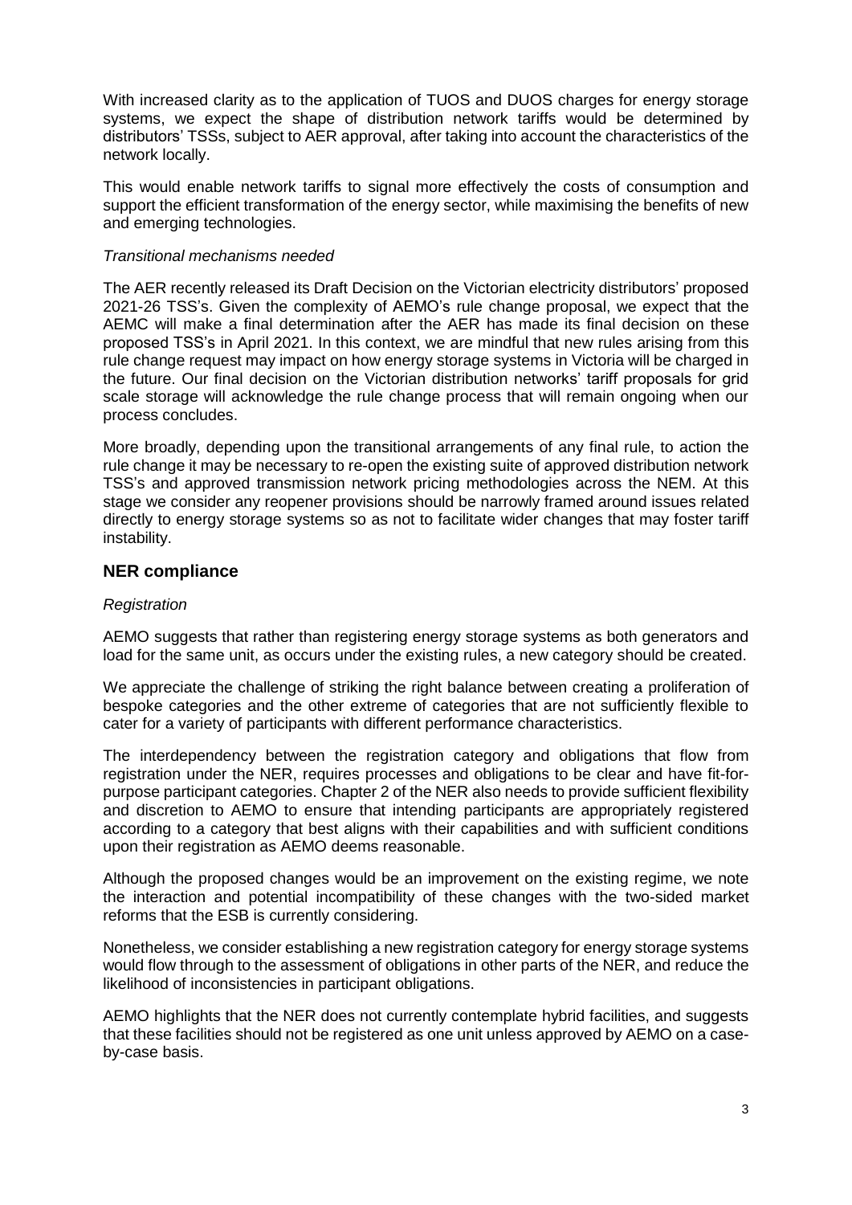With increased clarity as to the application of TUOS and DUOS charges for energy storage systems, we expect the shape of distribution network tariffs would be determined by distributors' TSSs, subject to AER approval, after taking into account the characteristics of the network locally.

This would enable network tariffs to signal more effectively the costs of consumption and support the efficient transformation of the energy sector, while maximising the benefits of new and emerging technologies.

*Transitional mechanisms needed*

The AER recently released its Draft Decision on the Victorian electricity distributors' proposed 2021-26 TSS's. Given the complexity of AEMO's rule change proposal, we expect that the AEMC will make a final determination after the AER has made its final decision on these proposed TSS's in April 2021. In this context, we are mindful that new rules arising from this rule change request may impact on how energy storage systems in Victoria will be charged in the future. Our final decision on the Victorian distribution networks' tariff proposals for grid scale storage will acknowledge the rule change process that will remain ongoing when our process concludes.

More broadly, depending upon the transitional arrangements of any final rule, to action the rule change it may be necessary to re-open the existing suite of approved distribution network TSS's and approved transmission network pricing methodologies across the NEM. At this stage we consider any reopener provisions should be narrowly framed around issues related directly to energy storage systems so as not to facilitate wider changes that may foster tariff instability.

## NER compliance

*Registration*

AEMO suggests that rather than registering energy storage systems as both generators and load for the same unit, as occurs under the existing rules, a new category should be created.

We appreciate the challenge of striking the right balance between creating a proliferation of bespoke categories and the other extreme of categories that are not sufficiently flexible to cater for a variety of participants with different performance characteristics.

The interdependency between the registration category and obligations that flow from registration under the NER, requires processes and obligations to be clear and have fit-for-purpose participant categories. Chapter 2 of the NER also needs to provide sufficient flexibility and discretion to AEMO to ensure that intending participants are appropriately registered according to a category that best aligns with their capabilities and with sufficient conditions upon their registration as AEMO deems reasonable.

Although the proposed changes would be an improvement on the existing regime, we note the interaction and potential incompatibility of these changes with the two-sided market reforms that the ESB is currently considering.

Nonetheless, we consider establishing a new registration category for energy storage systems would flow through to the assessment of obligations in other parts of the NER, and reduce the likelihood of inconsistencies in participant obligations.

AEMO highlights that the NER does not currently contemplate hybrid facilities, and suggests that these facilities should not be registered as one unit unless approved by AEMO on a case-by-case basis.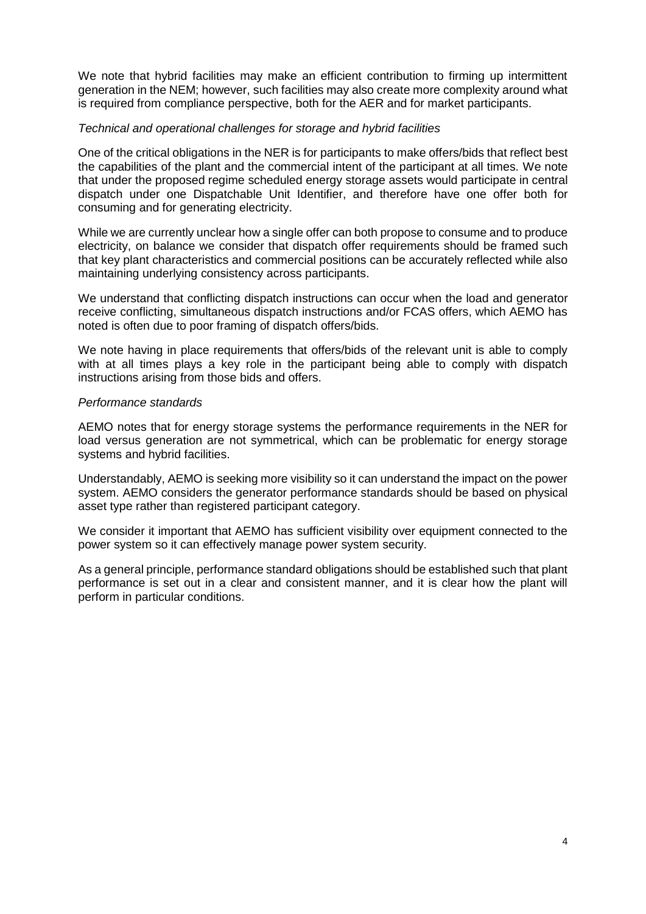We note that hybrid facilities may make an efficient contribution to firming up intermittent generation in the NEM; however, such facilities may also create more complexity around what is required from compliance perspective, both for the AER and for market participants.

*Technical and operational challenges for storage and hybrid facilities*

One of the critical obligations in the NER is for participants to make offers/bids that reflect best the capabilities of the plant and the commercial intent of the participant at all times. We note that under the proposed regime scheduled energy storage assets would participate in central dispatch under one Dispatchable Unit Identifier, and therefore have one offer both for consuming and for generating electricity.

While we are currently unclear how a single offer can both propose to consume and to produce electricity, on balance we consider that dispatch offer requirements should be framed such that key plant characteristics and commercial positions can be accurately reflected while also maintaining underlying consistency across participants.

We understand that conflicting dispatch instructions can occur when the load and generator receive conflicting, simultaneous dispatch instructions and/or FCAS offers, which AEMO has noted is often due to poor framing of dispatch offers/bids.

We note having in place requirements that offers/bids of the relevant unit is able to comply with at all times plays a key role in the participant being able to comply with dispatch instructions arising from those bids and offers.

*Performance standards*

AEMO notes that for energy storage systems the performance requirements in the NER for load versus generation are not symmetrical, which can be problematic for energy storage systems and hybrid facilities.

Understandably, AEMO is seeking more visibility so it can understand the impact on the power system. AEMO considers the generator performance standards should be based on physical asset type rather than registered participant category.

We consider it important that AEMO has sufficient visibility over equipment connected to the power system so it can effectively manage power system security.

As a general principle, performance standard obligations should be established such that plant performance is set out in a clear and consistent manner, and it is clear how the plant will perform in particular conditions.